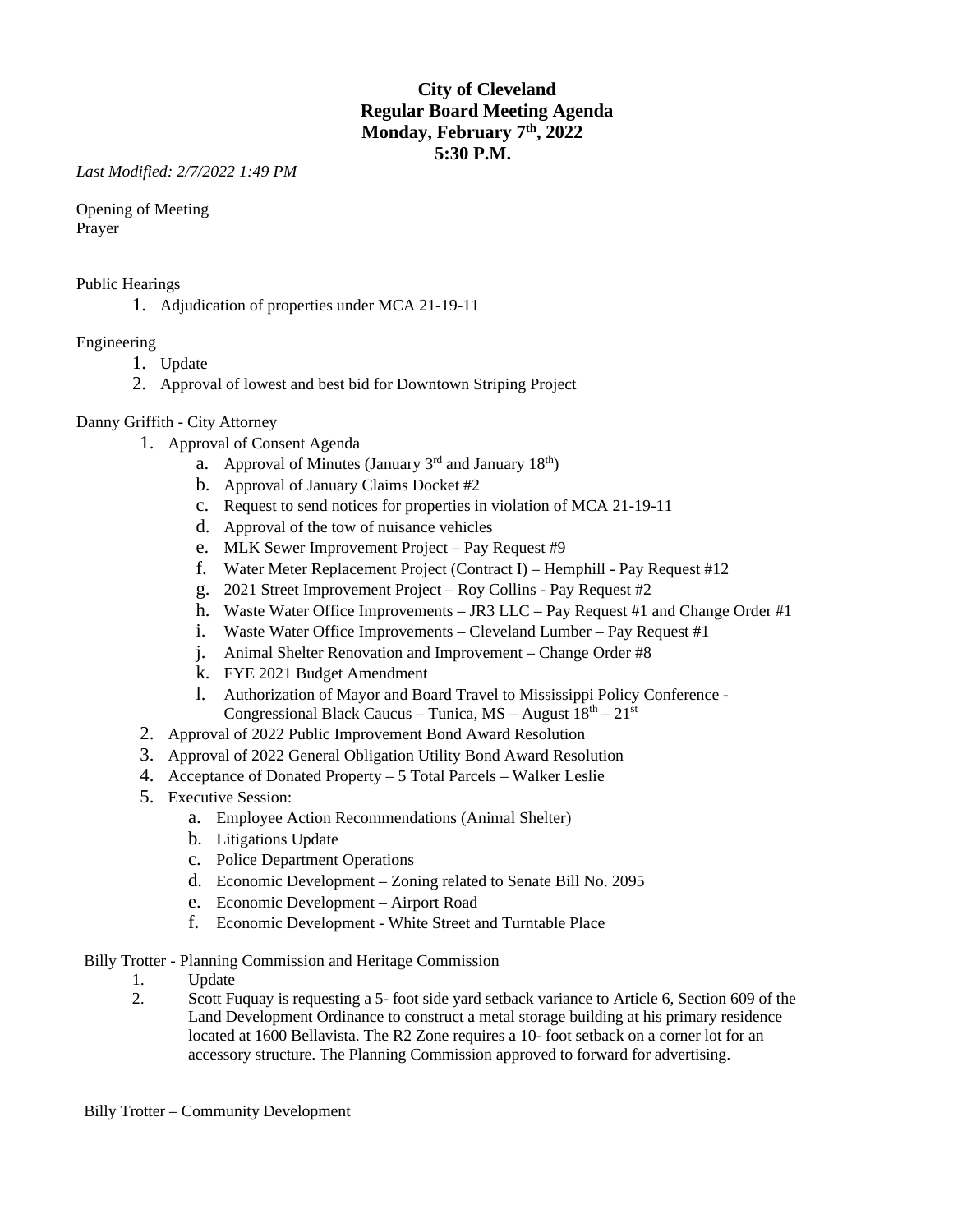# City of Cleveland
## Regular Board Meeting Agenda
## Monday, February 7th, 2022
## 5:30 P.M.

*Last Modified: 2/7/2022 1:49 PM*

Opening of Meeting
Prayer

Public Hearings

1. Adjudication of properties under MCA 21-19-11

Engineering

1. Update
2. Approval of lowest and best bid for Downtown Striping Project

Danny Griffith - City Attorney

1. Approval of Consent Agenda
   a. Approval of Minutes (January 3rd and January 18th)
   b. Approval of January Claims Docket #2
   c. Request to send notices for properties in violation of MCA 21-19-11
   d. Approval of the tow of nuisance vehicles
   e. MLK Sewer Improvement Project – Pay Request #9
   f. Water Meter Replacement Project (Contract I) – Hemphill - Pay Request #12
   g. 2021 Street Improvement Project – Roy Collins - Pay Request #2
   h. Waste Water Office Improvements – JR3 LLC – Pay Request #1 and Change Order #1
   i. Waste Water Office Improvements – Cleveland Lumber – Pay Request #1
   j. Animal Shelter Renovation and Improvement – Change Order #8
   k. FYE 2021 Budget Amendment
   l. Authorization of Mayor and Board Travel to Mississippi Policy Conference - Congressional Black Caucus – Tunica, MS – August 18th – 21st
2. Approval of 2022 Public Improvement Bond Award Resolution
3. Approval of 2022 General Obligation Utility Bond Award Resolution
4. Acceptance of Donated Property – 5 Total Parcels – Walker Leslie
5. Executive Session:
   a. Employee Action Recommendations (Animal Shelter)
   b. Litigations Update
   c. Police Department Operations
   d. Economic Development – Zoning related to Senate Bill No. 2095
   e. Economic Development – Airport Road
   f. Economic Development - White Street and Turntable Place

Billy Trotter - Planning Commission and Heritage Commission

1. Update
2. Scott Fuquay is requesting a 5- foot side yard setback variance to Article 6, Section 609 of the Land Development Ordinance to construct a metal storage building at his primary residence located at 1600 Bellavista. The R2 Zone requires a 10- foot setback on a corner lot for an accessory structure. The Planning Commission approved to forward for advertising.

Billy Trotter – Community Development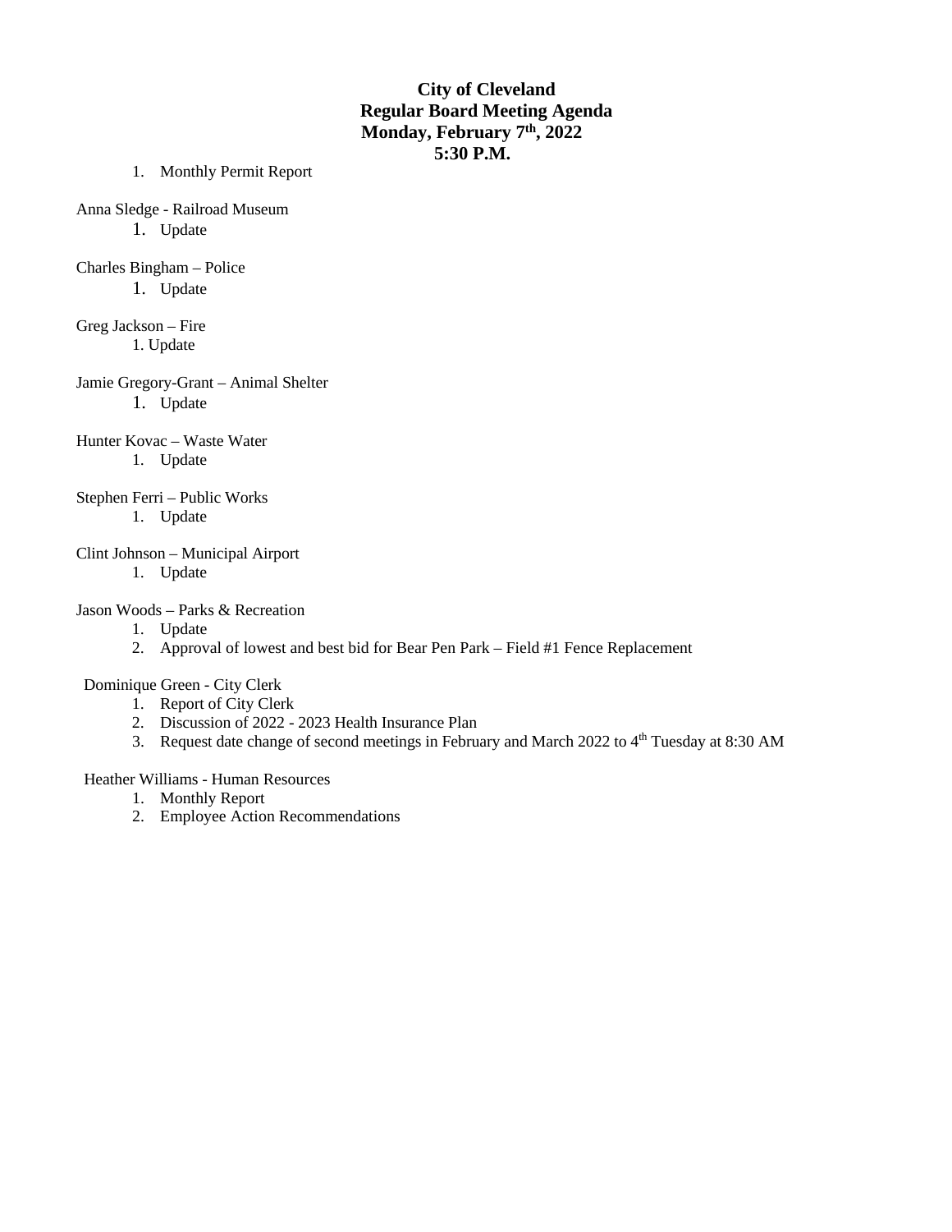**City of Cleveland**
**Regular Board Meeting Agenda**
**Monday, February 7th, 2022**
**5:30 P.M.**

1. Monthly Permit Report

Anna Sledge - Railroad Museum

1. Update

Charles Bingham – Police

1. Update

Greg Jackson – Fire

1. Update

Jamie Gregory-Grant – Animal Shelter

1. Update

Hunter Kovac – Waste Water

1. Update

Stephen Ferri – Public Works

1. Update

Clint Johnson – Municipal Airport

1. Update

Jason Woods – Parks & Recreation

1. Update
2. Approval of lowest and best bid for Bear Pen Park – Field #1 Fence Replacement

Dominique Green - City Clerk

1. Report of City Clerk
2. Discussion of 2022 - 2023 Health Insurance Plan
3. Request date change of second meetings in February and March 2022 to 4th Tuesday at 8:30 AM

Heather Williams - Human Resources

1. Monthly Report
2. Employee Action Recommendations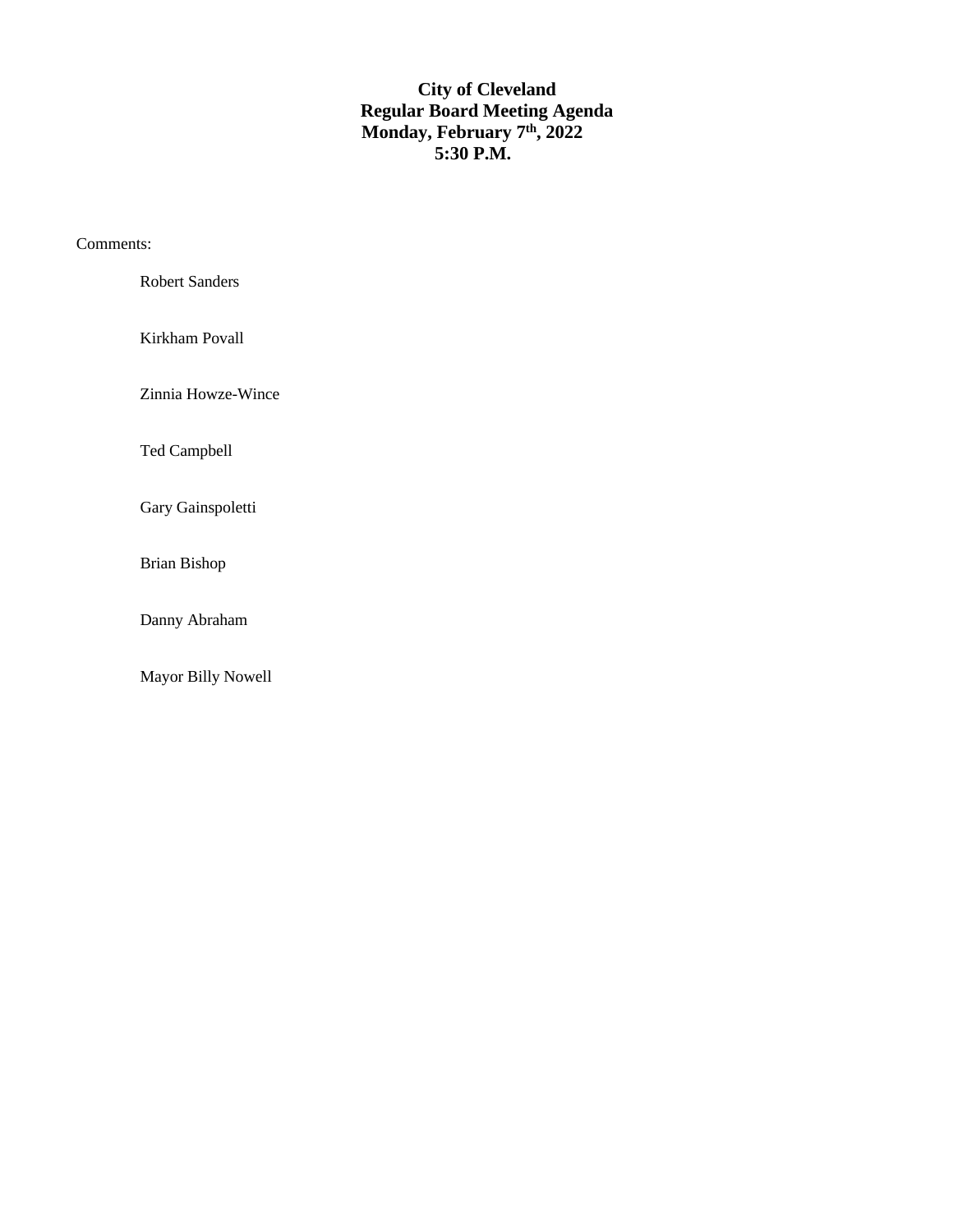**City of Cleveland**
**Regular Board Meeting Agenda**
**Monday, February 7th, 2022**
**5:30 P.M.**

Comments:

Robert Sanders

Kirkham Povall

Zinnia Howze-Wince

Ted Campbell

Gary Gainspoletti

Brian Bishop

Danny Abraham

Mayor Billy Nowell